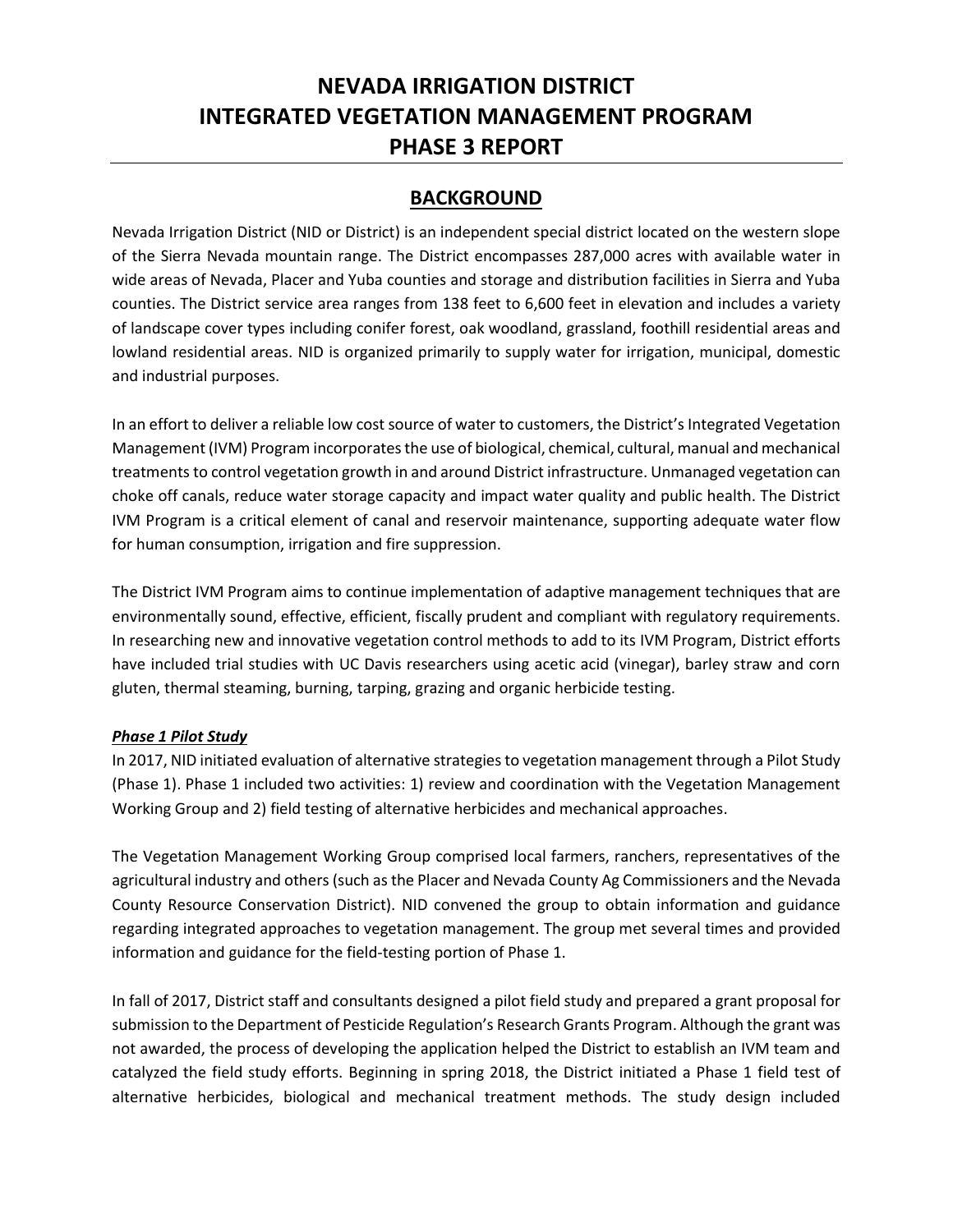# NEVADA IRRIGATION DISTRICT
# INTEGRATED VEGETATION MANAGEMENT PROGRAM
# PHASE 3 REPORT

## BACKGROUND

Nevada Irrigation District (NID or District) is an independent special district located on the western slope of the Sierra Nevada mountain range. The District encompasses 287,000 acres with available water in wide areas of Nevada, Placer and Yuba counties and storage and distribution facilities in Sierra and Yuba counties. The District service area ranges from 138 feet to 6,600 feet in elevation and includes a variety of landscape cover types including conifer forest, oak woodland, grassland, foothill residential areas and lowland residential areas. NID is organized primarily to supply water for irrigation, municipal, domestic and industrial purposes.

In an effort to deliver a reliable low cost source of water to customers, the District's Integrated Vegetation Management (IVM) Program incorporates the use of biological, chemical, cultural, manual and mechanical treatments to control vegetation growth in and around District infrastructure. Unmanaged vegetation can choke off canals, reduce water storage capacity and impact water quality and public health. The District IVM Program is a critical element of canal and reservoir maintenance, supporting adequate water flow for human consumption, irrigation and fire suppression.

The District IVM Program aims to continue implementation of adaptive management techniques that are environmentally sound, effective, efficient, fiscally prudent and compliant with regulatory requirements. In researching new and innovative vegetation control methods to add to its IVM Program, District efforts have included trial studies with UC Davis researchers using acetic acid (vinegar), barley straw and corn gluten, thermal steaming, burning, tarping, grazing and organic herbicide testing.

***Phase 1 Pilot Study***

In 2017, NID initiated evaluation of alternative strategies to vegetation management through a Pilot Study (Phase 1). Phase 1 included two activities: 1) review and coordination with the Vegetation Management Working Group and 2) field testing of alternative herbicides and mechanical approaches.

The Vegetation Management Working Group comprised local farmers, ranchers, representatives of the agricultural industry and others (such as the Placer and Nevada County Ag Commissioners and the Nevada County Resource Conservation District). NID convened the group to obtain information and guidance regarding integrated approaches to vegetation management. The group met several times and provided information and guidance for the field-testing portion of Phase 1.

In fall of 2017, District staff and consultants designed a pilot field study and prepared a grant proposal for submission to the Department of Pesticide Regulation's Research Grants Program. Although the grant was not awarded, the process of developing the application helped the District to establish an IVM team and catalyzed the field study efforts. Beginning in spring 2018, the District initiated a Phase 1 field test of alternative herbicides, biological and mechanical treatment methods. The study design included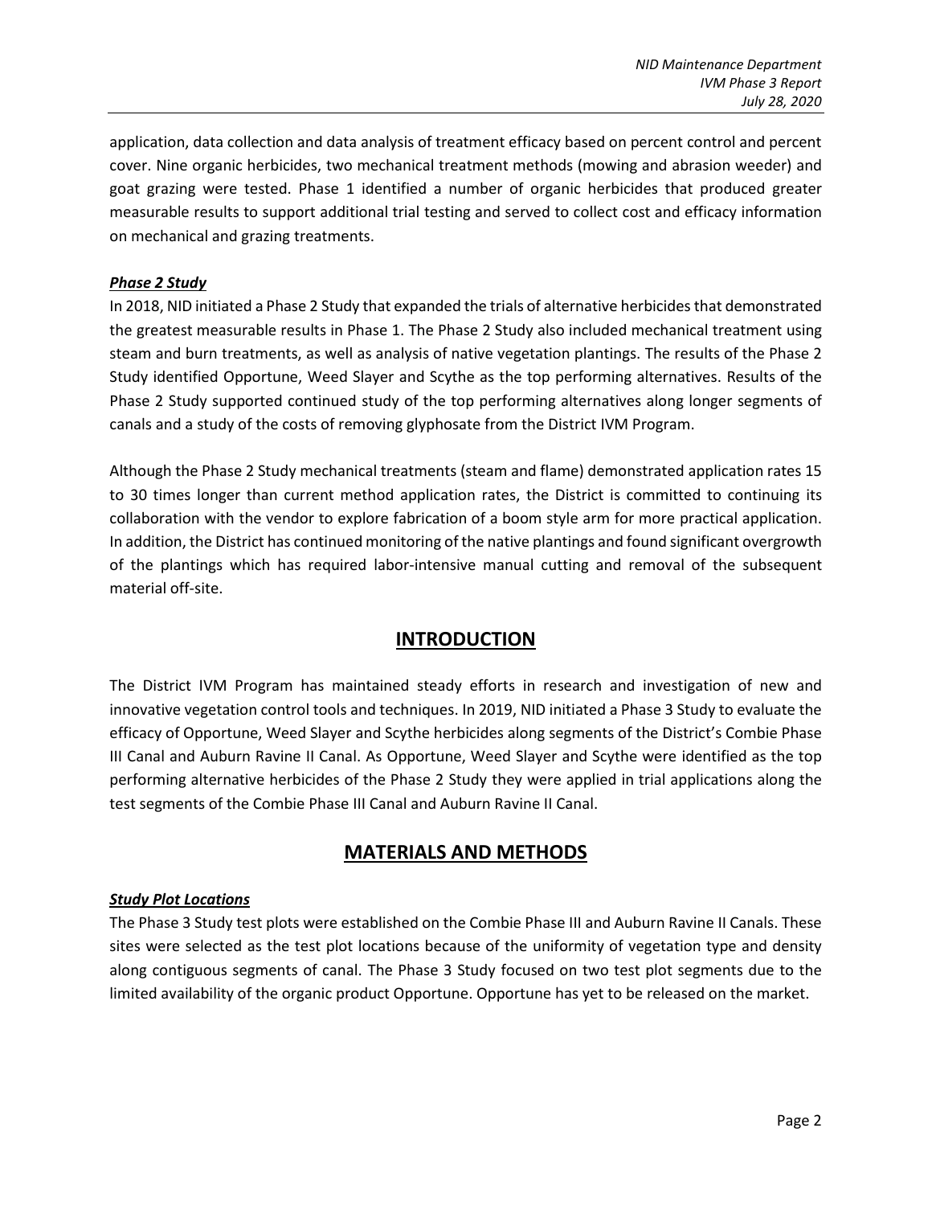application, data collection and data analysis of treatment efficacy based on percent control and percent cover. Nine organic herbicides, two mechanical treatment methods (mowing and abrasion weeder) and goat grazing were tested. Phase 1 identified a number of organic herbicides that produced greater measurable results to support additional trial testing and served to collect cost and efficacy information on mechanical and grazing treatments.

### ***Phase 2 Study***

In 2018, NID initiated a Phase 2 Study that expanded the trials of alternative herbicides that demonstrated the greatest measurable results in Phase 1. The Phase 2 Study also included mechanical treatment using steam and burn treatments, as well as analysis of native vegetation plantings. The results of the Phase 2 Study identified Opportune, Weed Slayer and Scythe as the top performing alternatives. Results of the Phase 2 Study supported continued study of the top performing alternatives along longer segments of canals and a study of the costs of removing glyphosate from the District IVM Program.

Although the Phase 2 Study mechanical treatments (steam and flame) demonstrated application rates 15 to 30 times longer than current method application rates, the District is committed to continuing its collaboration with the vendor to explore fabrication of a boom style arm for more practical application. In addition, the District has continued monitoring of the native plantings and found significant overgrowth of the plantings which has required labor-intensive manual cutting and removal of the subsequent material off-site.

## INTRODUCTION

The District IVM Program has maintained steady efforts in research and investigation of new and innovative vegetation control tools and techniques. In 2019, NID initiated a Phase 3 Study to evaluate the efficacy of Opportune, Weed Slayer and Scythe herbicides along segments of the District's Combie Phase III Canal and Auburn Ravine II Canal. As Opportune, Weed Slayer and Scythe were identified as the top performing alternative herbicides of the Phase 2 Study they were applied in trial applications along the test segments of the Combie Phase III Canal and Auburn Ravine II Canal.

## MATERIALS AND METHODS

### ***Study Plot Locations***

The Phase 3 Study test plots were established on the Combie Phase III and Auburn Ravine II Canals. These sites were selected as the test plot locations because of the uniformity of vegetation type and density along contiguous segments of canal. The Phase 3 Study focused on two test plot segments due to the limited availability of the organic product Opportune. Opportune has yet to be released on the market.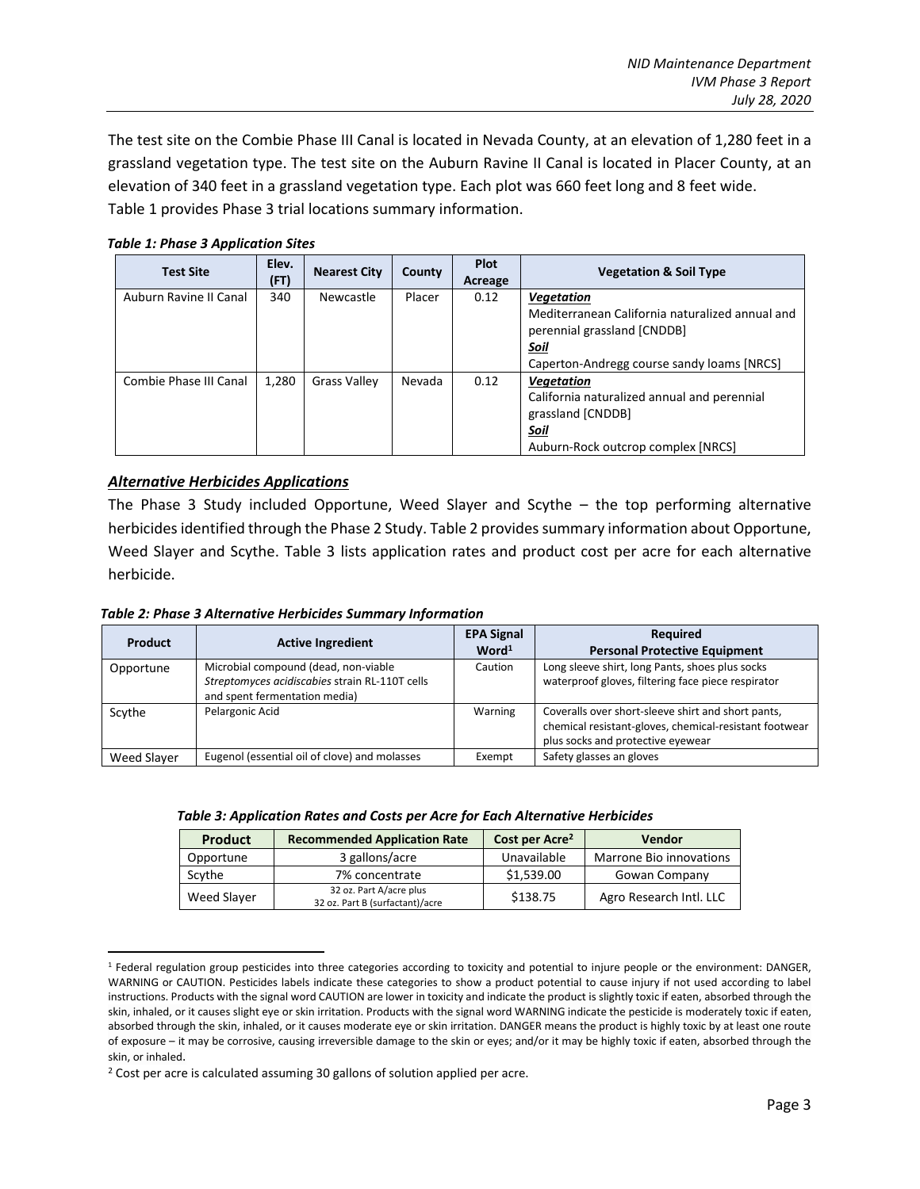The test site on the Combie Phase III Canal is located in Nevada County, at an elevation of 1,280 feet in a grassland vegetation type. The test site on the Auburn Ravine II Canal is located in Placer County, at an elevation of 340 feet in a grassland vegetation type. Each plot was 660 feet long and 8 feet wide. Table 1 provides Phase 3 trial locations summary information.

***Table 1: Phase 3 Application Sites***

| Test Site | Elev. (FT) | Nearest City | County | Plot Acreage | Vegetation & Soil Type |
|---|---|---|---|---|---|
| Auburn Ravine II Canal | 340 | Newcastle | Placer | 0.12 | ***Vegetation*** Mediterranean California naturalized annual and perennial grassland [CNDDB] ***Soil*** Caperton-Andregg course sandy loams [NRCS] |
| Combie Phase III Canal | 1,280 | Grass Valley | Nevada | 0.12 | ***Vegetation*** California naturalized annual and perennial grassland [CNDDB] ***Soil*** Auburn-Rock outcrop complex [NRCS] |

## ***Alternative Herbicides Applications***

The Phase 3 Study included Opportune, Weed Slayer and Scythe – the top performing alternative herbicides identified through the Phase 2 Study. Table 2 provides summary information about Opportune, Weed Slayer and Scythe. Table 3 lists application rates and product cost per acre for each alternative herbicide.

***Table 2: Phase 3 Alternative Herbicides Summary Information***

| Product | Active Ingredient | EPA Signal Word[1] | Required Personal Protective Equipment |
|---|---|---|---|
| Opportune | Microbial compound (dead, non-viable *Streptomyces acidiscabies* strain RL-110T cells and spent fermentation media) | Caution | Long sleeve shirt, long Pants, shoes plus socks waterproof gloves, filtering face piece respirator |
| Scythe | Pelargonic Acid | Warning | Coveralls over short-sleeve shirt and short pants, chemical resistant-gloves, chemical-resistant footwear plus socks and protective eyewear |
| Weed Slayer | Eugenol (essential oil of clove) and molasses | Exempt | Safety glasses an gloves |

***Table 3: Application Rates and Costs per Acre for Each Alternative Herbicides***

| Product | Recommended Application Rate | Cost per Acre[2] | Vendor |
|---|---|---|---|
| Opportune | 3 gallons/acre | Unavailable | Marrone Bio innovations |
| Scythe | 7% concentrate | \$1,539.00 | Gowan Company |
| Weed Slayer | 32 oz. Part A/acre plus 32 oz. Part B (surfactant)/acre | \$138.75 | Agro Research Intl. LLC |

---

[1] Federal regulation group pesticides into three categories according to toxicity and potential to injure people or the environment: DANGER, WARNING or CAUTION. Pesticides labels indicate these categories to show a product potential to cause injury if not used according to label instructions. Products with the signal word CAUTION are lower in toxicity and indicate the product is slightly toxic if eaten, absorbed through the skin, inhaled, or it causes slight eye or skin irritation. Products with the signal word WARNING indicate the pesticide is moderately toxic if eaten, absorbed through the skin, inhaled, or it causes moderate eye or skin irritation. DANGER means the product is highly toxic by at least one route of exposure – it may be corrosive, causing irreversible damage to the skin or eyes; and/or it may be highly toxic if eaten, absorbed through the skin, or inhaled.

[2] Cost per acre is calculated assuming 30 gallons of solution applied per acre.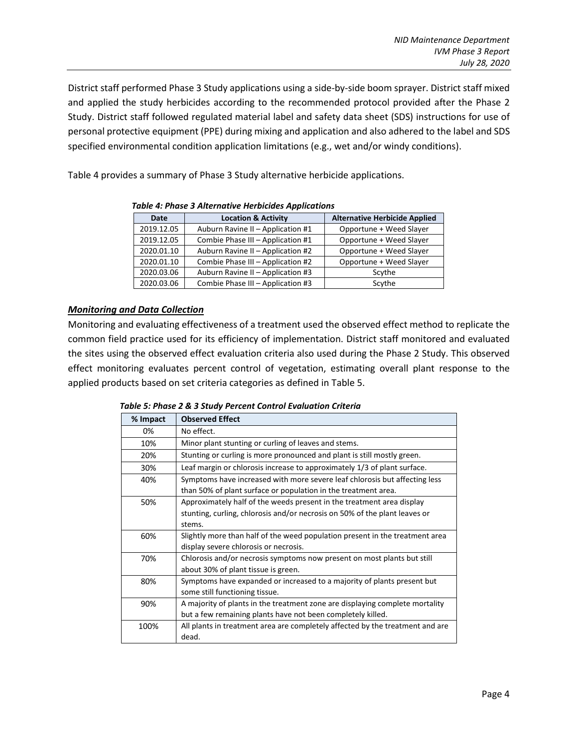District staff performed Phase 3 Study applications using a side-by-side boom sprayer. District staff mixed and applied the study herbicides according to the recommended protocol provided after the Phase 2 Study. District staff followed regulated material label and safety data sheet (SDS) instructions for use of personal protective equipment (PPE) during mixing and application and also adhered to the label and SDS specified environmental condition application limitations (e.g., wet and/or windy conditions).

Table 4 provides a summary of Phase 3 Study alternative herbicide applications.

***Table 4: Phase 3 Alternative Herbicides Applications***

| Date | Location & Activity | Alternative Herbicide Applied |
|---|---|---|
| 2019.12.05 | Auburn Ravine II – Application #1 | Opportune + Weed Slayer |
| 2019.12.05 | Combie Phase III – Application #1 | Opportune + Weed Slayer |
| 2020.01.10 | Auburn Ravine II – Application #2 | Opportune + Weed Slayer |
| 2020.01.10 | Combie Phase III – Application #2 | Opportune + Weed Slayer |
| 2020.03.06 | Auburn Ravine II – Application #3 | Scythe |
| 2020.03.06 | Combie Phase III – Application #3 | Scythe |

***Monitoring and Data Collection***

Monitoring and evaluating effectiveness of a treatment used the observed effect method to replicate the common field practice used for its efficiency of implementation. District staff monitored and evaluated the sites using the observed effect evaluation criteria also used during the Phase 2 Study. This observed effect monitoring evaluates percent control of vegetation, estimating overall plant response to the applied products based on set criteria categories as defined in Table 5.

***Table 5: Phase 2 & 3 Study Percent Control Evaluation Criteria***

| % Impact | Observed Effect |
|---|---|
| 0% | No effect. |
| 10% | Minor plant stunting or curling of leaves and stems. |
| 20% | Stunting or curling is more pronounced and plant is still mostly green. |
| 30% | Leaf margin or chlorosis increase to approximately 1/3 of plant surface. |
| 40% | Symptoms have increased with more severe leaf chlorosis but affecting less than 50% of plant surface or population in the treatment area. |
| 50% | Approximately half of the weeds present in the treatment area display stunting, curling, chlorosis and/or necrosis on 50% of the plant leaves or stems. |
| 60% | Slightly more than half of the weed population present in the treatment area display severe chlorosis or necrosis. |
| 70% | Chlorosis and/or necrosis symptoms now present on most plants but still about 30% of plant tissue is green. |
| 80% | Symptoms have expanded or increased to a majority of plants present but some still functioning tissue. |
| 90% | A majority of plants in the treatment zone are displaying complete mortality but a few remaining plants have not been completely killed. |
| 100% | All plants in treatment area are completely affected by the treatment and are dead. |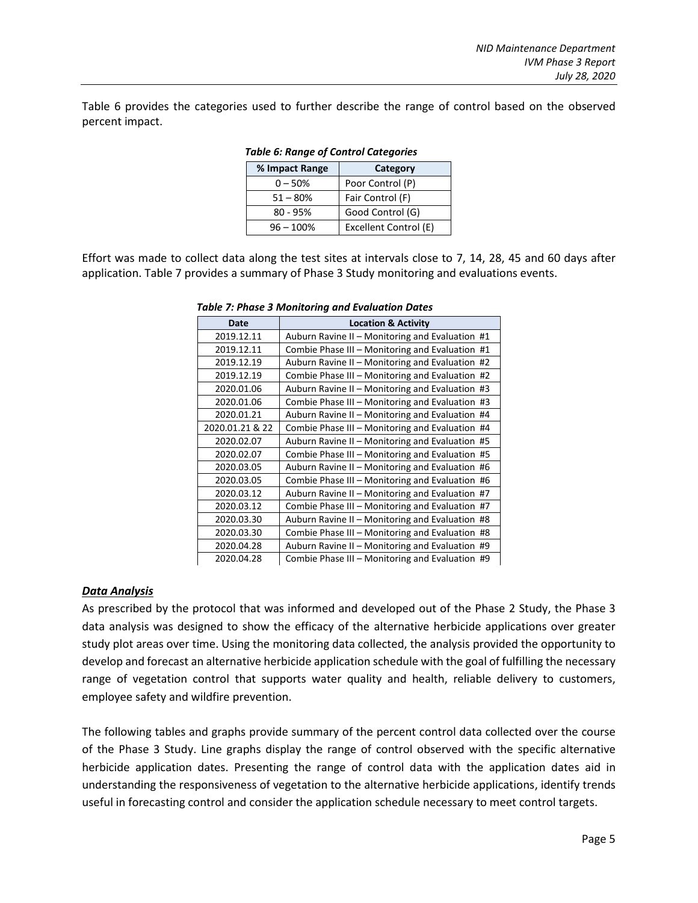Table 6 provides the categories used to further describe the range of control based on the observed percent impact.

***Table 6: Range of Control Categories***

| % Impact Range | Category |
|---|---|
| 0 – 50% | Poor Control (P) |
| 51 – 80% | Fair Control (F) |
| 80 - 95% | Good Control (G) |
| 96 – 100% | Excellent Control (E) |

Effort was made to collect data along the test sites at intervals close to 7, 14, 28, 45 and 60 days after application. Table 7 provides a summary of Phase 3 Study monitoring and evaluations events.

***Table 7: Phase 3 Monitoring and Evaluation Dates***

| Date | Location & Activity |
|---|---|
| 2019.12.11 | Auburn Ravine II – Monitoring and Evaluation #1 |
| 2019.12.11 | Combie Phase III – Monitoring and Evaluation #1 |
| 2019.12.19 | Auburn Ravine II – Monitoring and Evaluation #2 |
| 2019.12.19 | Combie Phase III – Monitoring and Evaluation #2 |
| 2020.01.06 | Auburn Ravine II – Monitoring and Evaluation #3 |
| 2020.01.06 | Combie Phase III – Monitoring and Evaluation #3 |
| 2020.01.21 | Auburn Ravine II – Monitoring and Evaluation #4 |
| 2020.01.21 & 22 | Combie Phase III – Monitoring and Evaluation #4 |
| 2020.02.07 | Auburn Ravine II – Monitoring and Evaluation #5 |
| 2020.02.07 | Combie Phase III – Monitoring and Evaluation #5 |
| 2020.03.05 | Auburn Ravine II – Monitoring and Evaluation #6 |
| 2020.03.05 | Combie Phase III – Monitoring and Evaluation #6 |
| 2020.03.12 | Auburn Ravine II – Monitoring and Evaluation #7 |
| 2020.03.12 | Combie Phase III – Monitoring and Evaluation #7 |
| 2020.03.30 | Auburn Ravine II – Monitoring and Evaluation #8 |
| 2020.03.30 | Combie Phase III – Monitoring and Evaluation #8 |
| 2020.04.28 | Auburn Ravine II – Monitoring and Evaluation #9 |
| 2020.04.28 | Combie Phase III – Monitoring and Evaluation #9 |

***Data Analysis***

As prescribed by the protocol that was informed and developed out of the Phase 2 Study, the Phase 3 data analysis was designed to show the efficacy of the alternative herbicide applications over greater study plot areas over time. Using the monitoring data collected, the analysis provided the opportunity to develop and forecast an alternative herbicide application schedule with the goal of fulfilling the necessary range of vegetation control that supports water quality and health, reliable delivery to customers, employee safety and wildfire prevention.

The following tables and graphs provide summary of the percent control data collected over the course of the Phase 3 Study. Line graphs display the range of control observed with the specific alternative herbicide application dates. Presenting the range of control data with the application dates aid in understanding the responsiveness of vegetation to the alternative herbicide applications, identify trends useful in forecasting control and consider the application schedule necessary to meet control targets.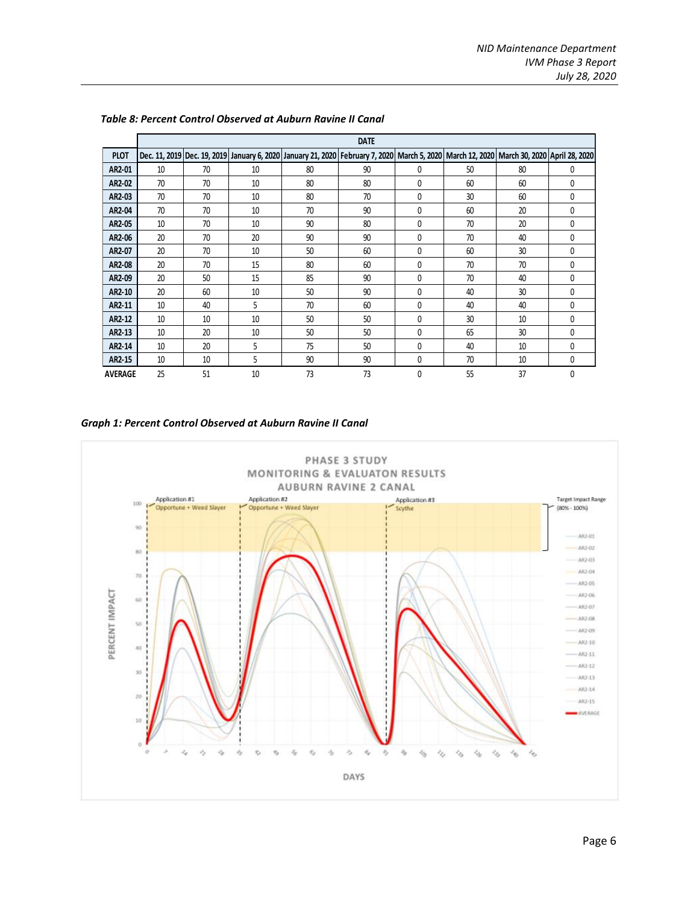*Table 8: Percent Control Observed at Auburn Ravine II Canal*

| PLOT | DATE | | | | | | | | |
|---|---|---|---|---|---|---|---|---|---|
| | Dec. 11, 2019 | Dec. 19, 2019 | January 6, 2020 | January 21, 2020 | February 7, 2020 | March 5, 2020 | March 12, 2020 | March 30, 2020 | April 28, 2020 |
| AR2-01 | 10 | 70 | 10 | 80 | 90 | 0 | 50 | 80 | 0 |
| AR2-02 | 70 | 70 | 10 | 80 | 80 | 0 | 60 | 60 | 0 |
| AR2-03 | 70 | 70 | 10 | 80 | 70 | 0 | 30 | 60 | 0 |
| AR2-04 | 70 | 70 | 10 | 70 | 90 | 0 | 60 | 20 | 0 |
| AR2-05 | 10 | 70 | 10 | 90 | 80 | 0 | 70 | 20 | 0 |
| AR2-06 | 20 | 70 | 20 | 90 | 90 | 0 | 70 | 40 | 0 |
| AR2-07 | 20 | 70 | 10 | 50 | 60 | 0 | 60 | 30 | 0 |
| AR2-08 | 20 | 70 | 15 | 80 | 60 | 0 | 70 | 70 | 0 |
| AR2-09 | 20 | 50 | 15 | 85 | 90 | 0 | 70 | 40 | 0 |
| AR2-10 | 20 | 60 | 10 | 50 | 90 | 0 | 40 | 30 | 0 |
| AR2-11 | 10 | 40 | 5 | 70 | 60 | 0 | 40 | 40 | 0 |
| AR2-12 | 10 | 10 | 10 | 50 | 50 | 0 | 30 | 10 | 0 |
| AR2-13 | 10 | 20 | 10 | 50 | 50 | 0 | 65 | 30 | 0 |
| AR2-14 | 10 | 20 | 5 | 75 | 50 | 0 | 40 | 10 | 0 |
| AR2-15 | 10 | 10 | 5 | 90 | 90 | 0 | 70 | 10 | 0 |
| AVERAGE | 25 | 51 | 10 | 73 | 73 | 0 | 55 | 37 | 0 |

*Graph 1: Percent Control Observed at Auburn Ravine II Canal*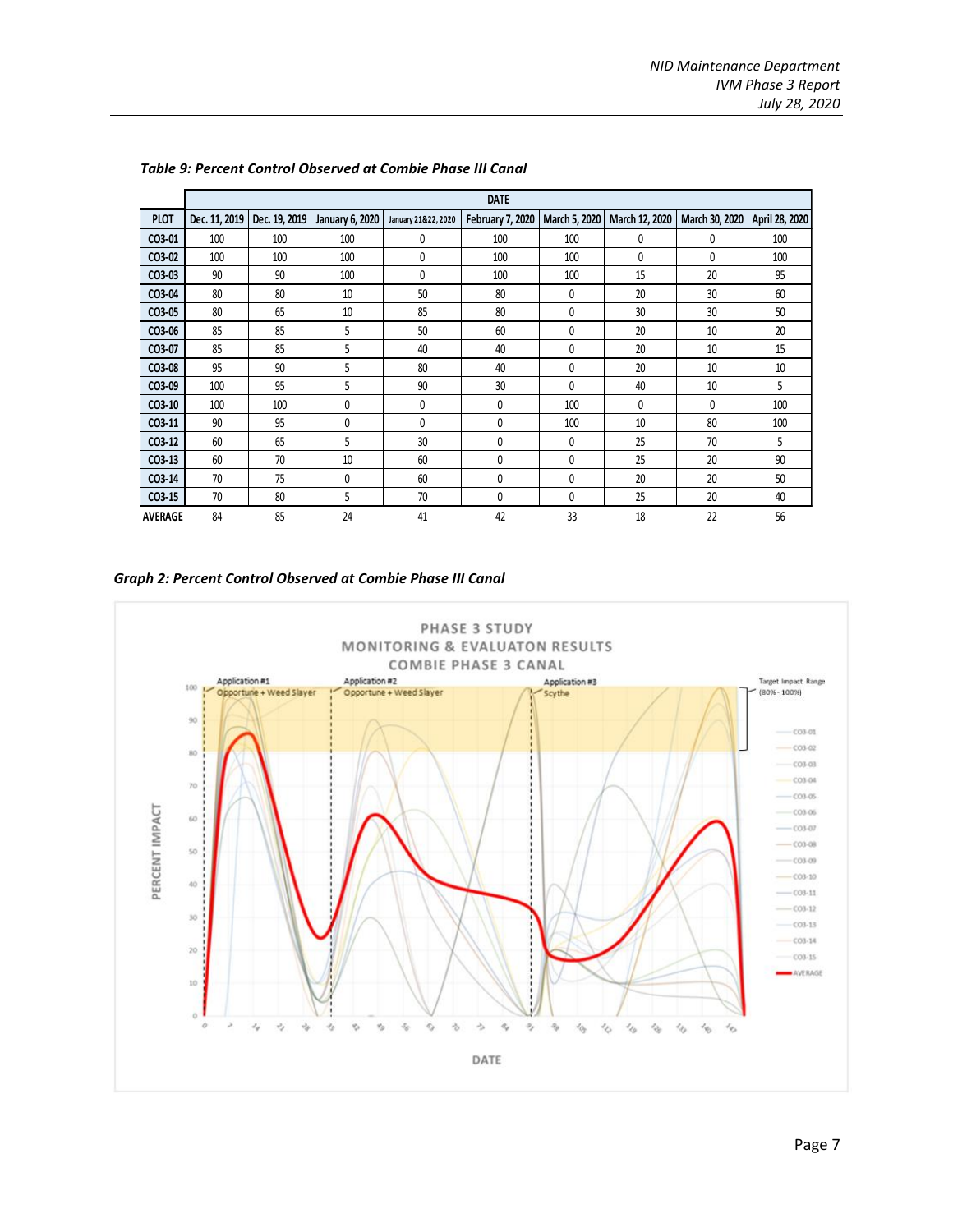*Table 9: Percent Control Observed at Combie Phase III Canal*

| | DATE | | | | | | | | |
|---|---|---|---|---|---|---|---|---|---|
| PLOT | Dec. 11, 2019 | Dec. 19, 2019 | January 6, 2020 | January 21&22, 2020 | February 7, 2020 | March 5, 2020 | March 12, 2020 | March 30, 2020 | April 28, 2020 |
| CO3-01 | 100 | 100 | 100 | 0 | 100 | 100 | 0 | 0 | 100 |
| CO3-02 | 100 | 100 | 100 | 0 | 100 | 100 | 0 | 0 | 100 |
| CO3-03 | 90 | 90 | 100 | 0 | 100 | 100 | 15 | 20 | 95 |
| CO3-04 | 80 | 80 | 10 | 50 | 80 | 0 | 20 | 30 | 60 |
| CO3-05 | 80 | 65 | 10 | 85 | 80 | 0 | 30 | 30 | 50 |
| CO3-06 | 85 | 85 | 5 | 50 | 60 | 0 | 20 | 10 | 20 |
| CO3-07 | 85 | 85 | 5 | 40 | 40 | 0 | 20 | 10 | 15 |
| CO3-08 | 95 | 90 | 5 | 80 | 40 | 0 | 20 | 10 | 10 |
| CO3-09 | 100 | 95 | 5 | 90 | 30 | 0 | 40 | 10 | 5 |
| CO3-10 | 100 | 100 | 0 | 0 | 0 | 100 | 0 | 0 | 100 |
| CO3-11 | 90 | 95 | 0 | 0 | 0 | 100 | 10 | 80 | 100 |
| CO3-12 | 60 | 65 | 5 | 30 | 0 | 0 | 25 | 70 | 5 |
| CO3-13 | 60 | 70 | 10 | 60 | 0 | 0 | 25 | 20 | 90 |
| CO3-14 | 70 | 75 | 0 | 60 | 0 | 0 | 20 | 20 | 50 |
| CO3-15 | 70 | 80 | 5 | 70 | 0 | 0 | 25 | 20 | 40 |
| AVERAGE | 84 | 85 | 24 | 41 | 42 | 33 | 18 | 22 | 56 |

*Graph 2: Percent Control Observed at Combie Phase III Canal*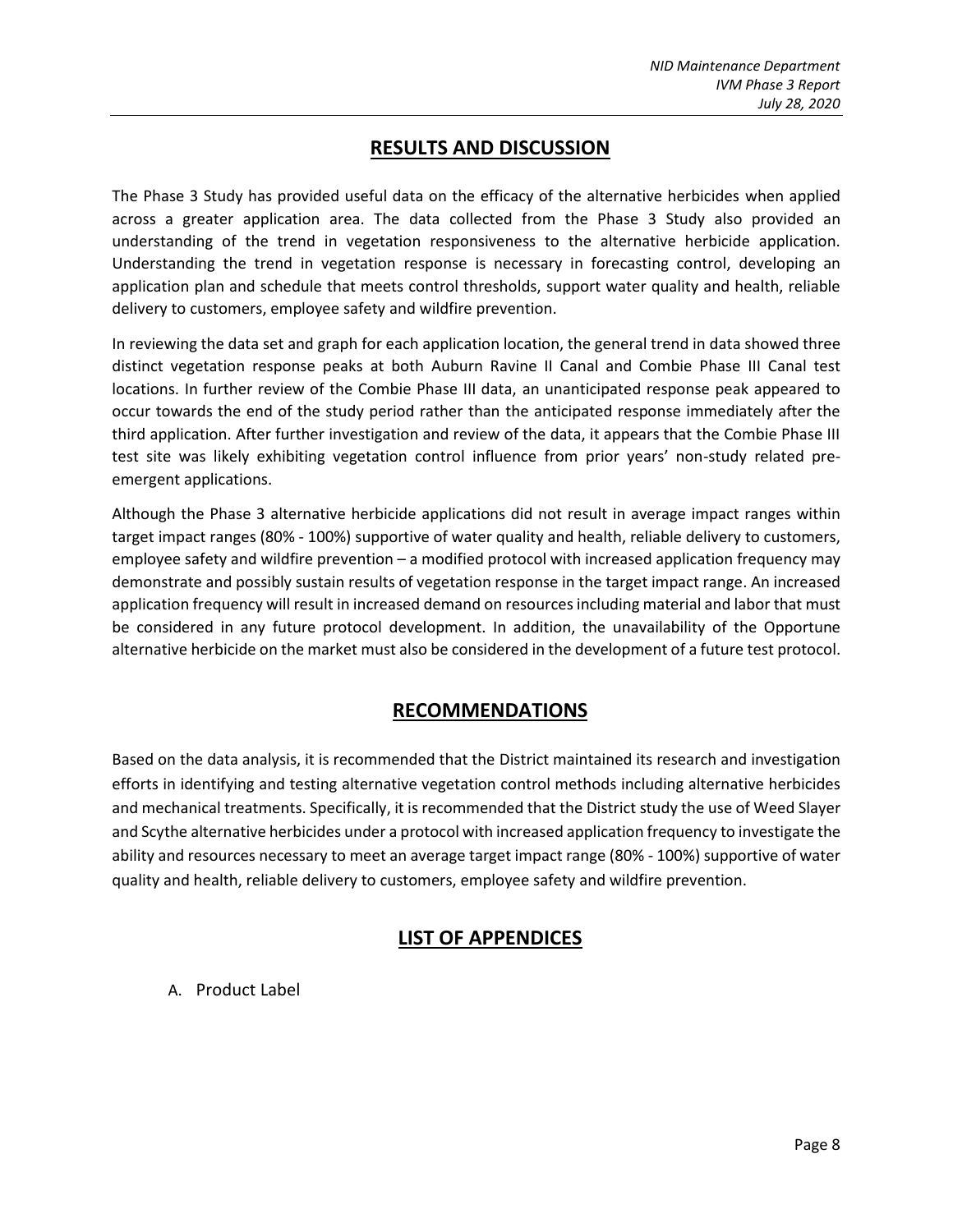## RESULTS AND DISCUSSION

The Phase 3 Study has provided useful data on the efficacy of the alternative herbicides when applied across a greater application area. The data collected from the Phase 3 Study also provided an understanding of the trend in vegetation responsiveness to the alternative herbicide application. Understanding the trend in vegetation response is necessary in forecasting control, developing an application plan and schedule that meets control thresholds, support water quality and health, reliable delivery to customers, employee safety and wildfire prevention.

In reviewing the data set and graph for each application location, the general trend in data showed three distinct vegetation response peaks at both Auburn Ravine II Canal and Combie Phase III Canal test locations. In further review of the Combie Phase III data, an unanticipated response peak appeared to occur towards the end of the study period rather than the anticipated response immediately after the third application. After further investigation and review of the data, it appears that the Combie Phase III test site was likely exhibiting vegetation control influence from prior years' non-study related pre-emergent applications.

Although the Phase 3 alternative herbicide applications did not result in average impact ranges within target impact ranges (80% - 100%) supportive of water quality and health, reliable delivery to customers, employee safety and wildfire prevention – a modified protocol with increased application frequency may demonstrate and possibly sustain results of vegetation response in the target impact range. An increased application frequency will result in increased demand on resources including material and labor that must be considered in any future protocol development. In addition, the unavailability of the Opportune alternative herbicide on the market must also be considered in the development of a future test protocol.

## RECOMMENDATIONS

Based on the data analysis, it is recommended that the District maintained its research and investigation efforts in identifying and testing alternative vegetation control methods including alternative herbicides and mechanical treatments. Specifically, it is recommended that the District study the use of Weed Slayer and Scythe alternative herbicides under a protocol with increased application frequency to investigate the ability and resources necessary to meet an average target impact range (80% - 100%) supportive of water quality and health, reliable delivery to customers, employee safety and wildfire prevention.

## LIST OF APPENDICES

A. Product Label